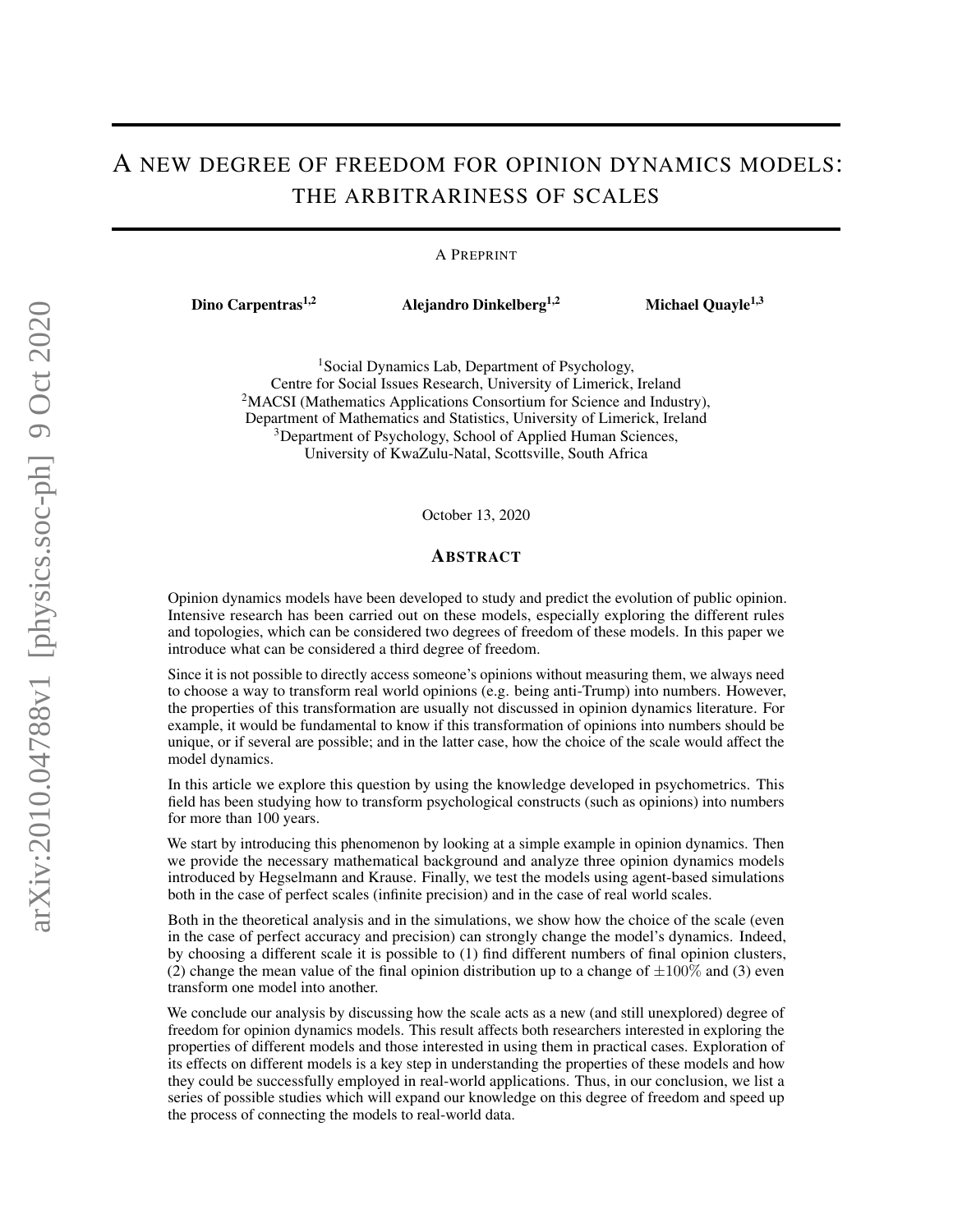# A NEW DEGREE OF FREEDOM FOR OPINION DYNAMICS MODELS: THE ARBITRARINESS OF SCALES

A PREPRINT

**Dino Carpentras**[1,2] **Alejandro Dinkelberg**[1,2] **Michael Quayle**[1,3]

[1]Social Dynamics Lab, Department of Psychology,
Centre for Social Issues Research, University of Limerick, Ireland
[2]MACSI (Mathematics Applications Consortium for Science and Industry),
Department of Mathematics and Statistics, University of Limerick, Ireland
[3]Department of Psychology, School of Applied Human Sciences,
University of KwaZulu-Natal, Scottsville, South Africa

October 13, 2020

## ABSTRACT

Opinion dynamics models have been developed to study and predict the evolution of public opinion. Intensive research has been carried out on these models, especially exploring the different rules and topologies, which can be considered two degrees of freedom of these models. In this paper we introduce what can be considered a third degree of freedom.

Since it is not possible to directly access someone's opinions without measuring them, we always need to choose a way to transform real world opinions (e.g. being anti-Trump) into numbers. However, the properties of this transformation are usually not discussed in opinion dynamics literature. For example, it would be fundamental to know if this transformation of opinions into numbers should be unique, or if several are possible; and in the latter case, how the choice of the scale would affect the model dynamics.

In this article we explore this question by using the knowledge developed in psychometrics. This field has been studying how to transform psychological constructs (such as opinions) into numbers for more than 100 years.

We start by introducing this phenomenon by looking at a simple example in opinion dynamics. Then we provide the necessary mathematical background and analyze three opinion dynamics models introduced by Hegselmann and Krause. Finally, we test the models using agent-based simulations both in the case of perfect scales (infinite precision) and in the case of real world scales.

Both in the theoretical analysis and in the simulations, we show how the choice of the scale (even in the case of perfect accuracy and precision) can strongly change the model's dynamics. Indeed, by choosing a different scale it is possible to (1) find different numbers of final opinion clusters, (2) change the mean value of the final opinion distribution up to a change of $\pm 100\%$ and (3) even transform one model into another.

We conclude our analysis by discussing how the scale acts as a new (and still unexplored) degree of freedom for opinion dynamics models. This result affects both researchers interested in exploring the properties of different models and those interested in using them in practical cases. Exploration of its effects on different models is a key step in understanding the properties of these models and how they could be successfully employed in real-world applications. Thus, in our conclusion, we list a series of possible studies which will expand our knowledge on this degree of freedom and speed up the process of connecting the models to real-world data.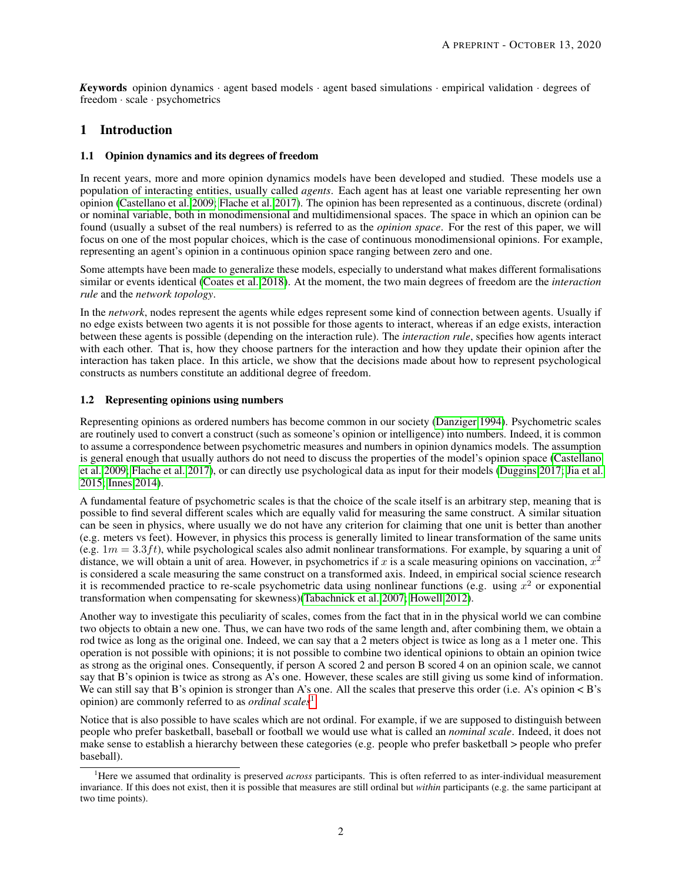***Keywords*** opinion dynamics · agent based models · agent based simulations · empirical validation · degrees of freedom · scale · psychometrics

# 1 Introduction

## 1.1 Opinion dynamics and its degrees of freedom

In recent years, more and more opinion dynamics models have been developed and studied. These models use a population of interacting entities, usually called *agents*. Each agent has at least one variable representing her own opinion (Castellano et al. 2009; Flache et al. 2017). The opinion has been represented as a continuous, discrete (ordinal) or nominal variable, both in monodimensional and multidimensional spaces. The space in which an opinion can be found (usually a subset of the real numbers) is referred to as the *opinion space*. For the rest of this paper, we will focus on one of the most popular choices, which is the case of continuous monodimensional opinions. For example, representing an agent's opinion in a continuous opinion space ranging between zero and one.

Some attempts have been made to generalize these models, especially to understand what makes different formalisations similar or events identical (Coates et al. 2018). At the moment, the two main degrees of freedom are the *interaction rule* and the *network topology*.

In the *network*, nodes represent the agents while edges represent some kind of connection between agents. Usually if no edge exists between two agents it is not possible for those agents to interact, whereas if an edge exists, interaction between these agents is possible (depending on the interaction rule). The *interaction rule*, specifies how agents interact with each other. That is, how they choose partners for the interaction and how they update their opinion after the interaction has taken place. In this article, we show that the decisions made about how to represent psychological constructs as numbers constitute an additional degree of freedom.

## 1.2 Representing opinions using numbers

Representing opinions as ordered numbers has become common in our society (Danziger 1994). Psychometric scales are routinely used to convert a construct (such as someone's opinion or intelligence) into numbers. Indeed, it is common to assume a correspondence between psychometric measures and numbers in opinion dynamics models. The assumption is general enough that usually authors do not need to discuss the properties of the model's opinion space (Castellano et al. 2009; Flache et al. 2017), or can directly use psychological data as input for their models (Duggins 2017; Jia et al. 2015; Innes 2014).

A fundamental feature of psychometric scales is that the choice of the scale itself is an arbitrary step, meaning that is possible to find several different scales which are equally valid for measuring the same construct. A similar situation can be seen in physics, where usually we do not have any criterion for claiming that one unit is better than another (e.g. meters vs feet). However, in physics this process is generally limited to linear transformation of the same units (e.g. $1m = 3.3ft$), while psychological scales also admit nonlinear transformations. For example, by squaring a unit of distance, we will obtain a unit of area. However, in psychometrics if $x$ is a scale measuring opinions on vaccination, $x^2$ is considered a scale measuring the same construct on a transformed axis. Indeed, in empirical social science research it is recommended practice to re-scale psychometric data using nonlinear functions (e.g. using $x^2$ or exponential transformation when compensating for skewness)(Tabachnick et al. 2007; Howell 2012).

Another way to investigate this peculiarity of scales, comes from the fact that in in the physical world we can combine two objects to obtain a new one. Thus, we can have two rods of the same length and, after combining them, we obtain a rod twice as long as the original one. Indeed, we can say that a 2 meters object is twice as long as a 1 meter one. This operation is not possible with opinions; it is not possible to combine two identical opinions to obtain an opinion twice as strong as the original ones. Consequently, if person A scored 2 and person B scored 4 on an opinion scale, we cannot say that B's opinion is twice as strong as A's one. However, these scales are still giving us some kind of information. We can still say that B's opinion is stronger than A's one. All the scales that preserve this order (i.e. A's opinion < B's opinion) are commonly referred to as *ordinal scales*[1].

Notice that is also possible to have scales which are not ordinal. For example, if we are supposed to distinguish between people who prefer basketball, baseball or football we would use what is called an *nominal scale*. Indeed, it does not make sense to establish a hierarchy between these categories (e.g. people who prefer basketball > people who prefer baseball).

[1] Here we assumed that ordinality is preserved *across* participants. This is often referred to as inter-individual measurement invariance. If this does not exist, then it is possible that measures are still ordinal but *within* participants (e.g. the same participant at two time points).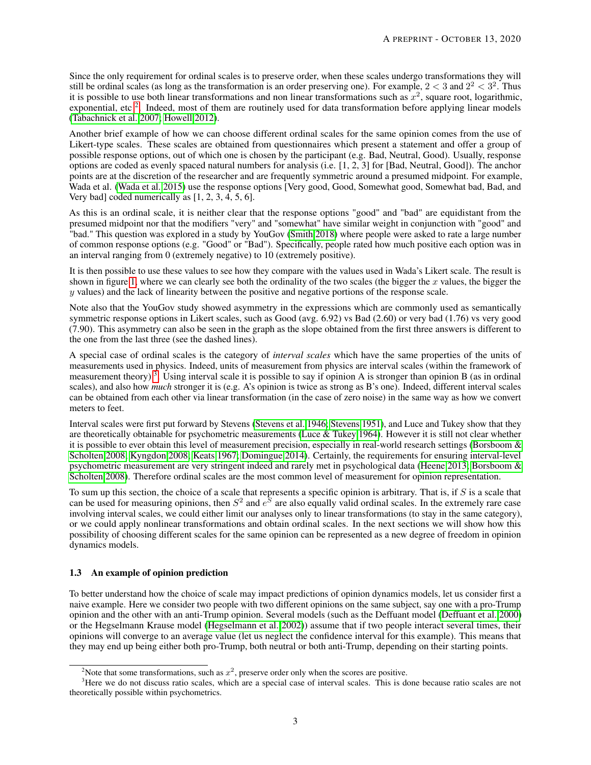Since the only requirement for ordinal scales is to preserve order, when these scales undergo transformations they will still be ordinal scales (as long as the transformation is an order preserving one). For example, $2 < 3$ and $2^2 < 3^2$. Thus it is possible to use both linear transformations and non linear transformations such as $x^2$, square root, logarithmic, exponential, etc.[2]. Indeed, most of them are routinely used for data transformation before applying linear models (Tabachnick et al. 2007; Howell 2012).

Another brief example of how we can choose different ordinal scales for the same opinion comes from the use of Likert-type scales. These scales are obtained from questionnaires which present a statement and offer a group of possible response options, out of which one is chosen by the participant (e.g. Bad, Neutral, Good). Usually, response options are coded as evenly spaced natural numbers for analysis (i.e. [1, 2, 3] for [Bad, Neutral, Good]). The anchor points are at the discretion of the researcher and are frequently symmetric around a presumed midpoint. For example, Wada et al. (Wada et al. 2015) use the response options [Very good, Good, Somewhat good, Somewhat bad, Bad, and Very bad] coded numerically as [1, 2, 3, 4, 5, 6].

As this is an ordinal scale, it is neither clear that the response options "good" and "bad" are equidistant from the presumed midpoint nor that the modifiers "very" and "somewhat" have similar weight in conjunction with "good" and "bad." This question was explored in a study by YouGov (Smith 2018) where people were asked to rate a large number of common response options (e.g. "Good" or "Bad"). Specifically, people rated how much positive each option was in an interval ranging from 0 (extremely negative) to 10 (extremely positive).

It is then possible to use these values to see how they compare with the values used in Wada's Likert scale. The result is shown in figure 1, where we can clearly see both the ordinality of the two scales (the bigger the $x$ values, the bigger the $y$ values) and the lack of linearity between the positive and negative portions of the response scale.

Note also that the YouGov study showed asymmetry in the expressions which are commonly used as semantically symmetric response options in Likert scales, such as Good (avg. 6.92) vs Bad (2.60) or very bad (1.76) vs very good (7.90). This asymmetry can also be seen in the graph as the slope obtained from the first three answers is different to the one from the last three (see the dashed lines).

A special case of ordinal scales is the category of *interval scales* which have the same properties of the units of measurements used in physics. Indeed, units of measurement from physics are interval scales (within the framework of measurement theory)[3]. Using interval scale it is possible to say if opinion A is stronger than opinion B (as in ordinal scales), and also how *much* stronger it is (e.g. A's opinion is twice as strong as B's one). Indeed, different interval scales can be obtained from each other via linear transformation (in the case of zero noise) in the same way as how we convert meters to feet.

Interval scales were first put forward by Stevens (Stevens et al. 1946; Stevens 1951), and Luce and Tukey show that they are theoretically obtainable for psychometric measurements (Luce & Tukey 1964). However it is still not clear whether it is possible to ever obtain this level of measurement precision, especially in real-world research settings (Borsboom & Scholten 2008; Kyngdon 2008; Keats 1967; Domingue 2014). Certainly, the requirements for ensuring interval-level psychometric measurement are very stringent indeed and rarely met in psychological data (Heene 2013; Borsboom & Scholten 2008). Therefore ordinal scales are the most common level of measurement for opinion representation.

To sum up this section, the choice of a scale that represents a specific opinion is arbitrary. That is, if $S$ is a scale that can be used for measuring opinions, then $S^2$ and $e^S$ are also equally valid ordinal scales. In the extremely rare case involving interval scales, we could either limit our analyses only to linear transformations (to stay in the same category), or we could apply nonlinear transformations and obtain ordinal scales. In the next sections we will show how this possibility of choosing different scales for the same opinion can be represented as a new degree of freedom in opinion dynamics models.

### 1.3 An example of opinion prediction

To better understand how the choice of scale may impact predictions of opinion dynamics models, let us consider first a naive example. Here we consider two people with two different opinions on the same subject, say one with a pro-Trump opinion and the other with an anti-Trump opinion. Several models (such as the Deffuant model (Deffuant et al. 2000) or the Hegselmann Krause model (Hegselmann et al. 2002)) assume that if two people interact several times, their opinions will converge to an average value (let us neglect the confidence interval for this example). This means that they may end up being either both pro-Trump, both neutral or both anti-Trump, depending on their starting points.

[2] Note that some transformations, such as $x^2$, preserve order only when the scores are positive.

[3] Here we do not discuss ratio scales, which are a special case of interval scales. This is done because ratio scales are not theoretically possible within psychometrics.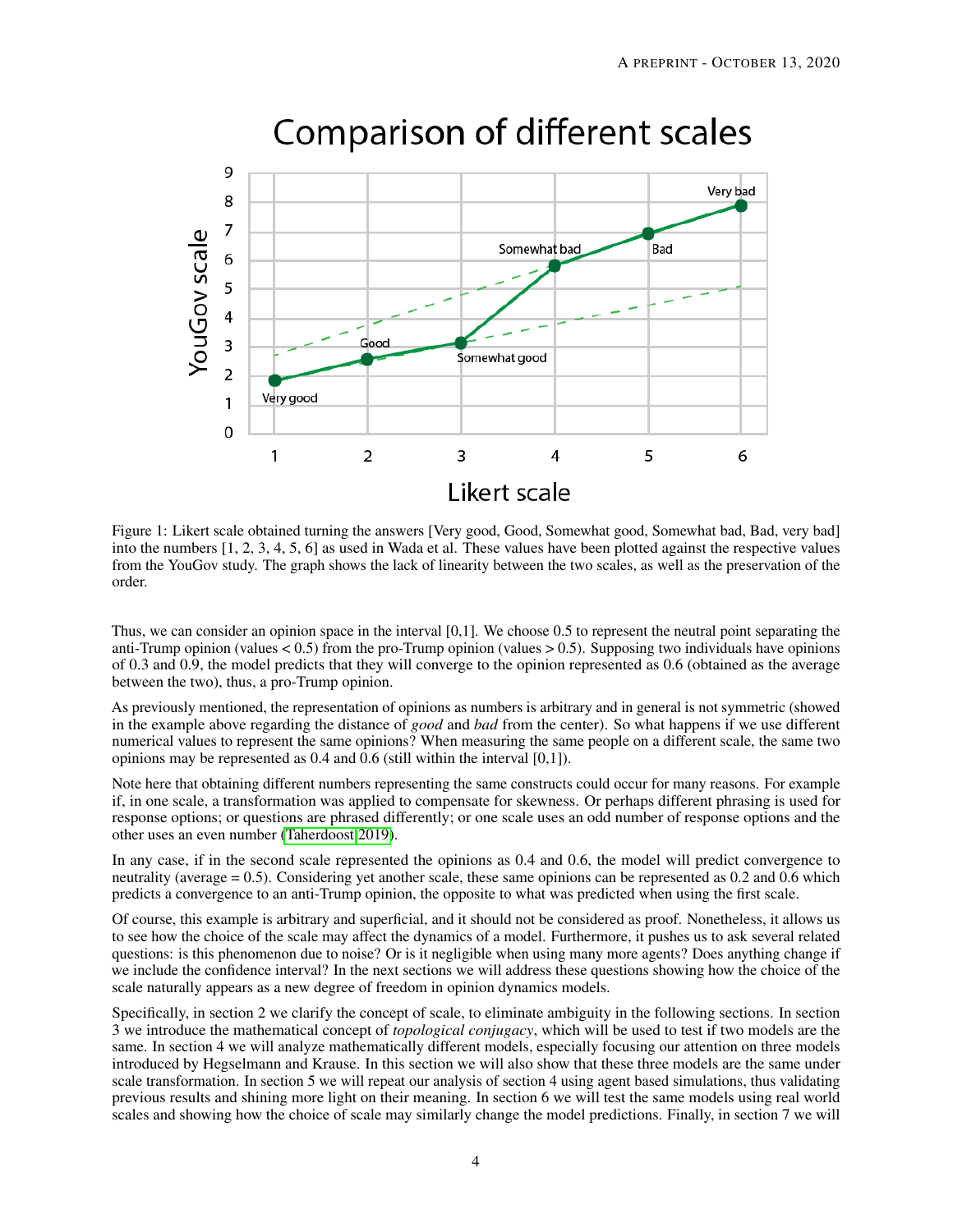Figure 1: Likert scale obtained turning the answers [Very good, Good, Somewhat good, Somewhat bad, Bad, very bad] into the numbers [1, 2, 3, 4, 5, 6] as used in Wada et al. These values have been plotted against the respective values from the YouGov study. The graph shows the lack of linearity between the two scales, as well as the preservation of the order.

Thus, we can consider an opinion space in the interval [0,1]. We choose 0.5 to represent the neutral point separating the anti-Trump opinion (values < 0.5) from the pro-Trump opinion (values > 0.5). Supposing two individuals have opinions of 0.3 and 0.9, the model predicts that they will converge to the opinion represented as 0.6 (obtained as the average between the two), thus, a pro-Trump opinion.

As previously mentioned, the representation of opinions as numbers is arbitrary and in general is not symmetric (showed in the example above regarding the distance of *good* and *bad* from the center). So what happens if we use different numerical values to represent the same opinions? When measuring the same people on a different scale, the same two opinions may be represented as 0.4 and 0.6 (still within the interval [0,1]).

Note here that obtaining different numbers representing the same constructs could occur for many reasons. For example if, in one scale, a transformation was applied to compensate for skewness. Or perhaps different phrasing is used for response options; or questions are phrased differently; or one scale uses an odd number of response options and the other uses an even number (Taherdoost 2019).

In any case, if in the second scale represented the opinions as 0.4 and 0.6, the model will predict convergence to neutrality (average = 0.5). Considering yet another scale, these same opinions can be represented as 0.2 and 0.6 which predicts a convergence to an anti-Trump opinion, the opposite to what was predicted when using the first scale.

Of course, this example is arbitrary and superficial, and it should not be considered as proof. Nonetheless, it allows us to see how the choice of the scale may affect the dynamics of a model. Furthermore, it pushes us to ask several related questions: is this phenomenon due to noise? Or is it negligible when using many more agents? Does anything change if we include the confidence interval? In the next sections we will address these questions showing how the choice of the scale naturally appears as a new degree of freedom in opinion dynamics models.

Specifically, in section 2 we clarify the concept of scale, to eliminate ambiguity in the following sections. In section 3 we introduce the mathematical concept of *topological conjugacy*, which will be used to test if two models are the same. In section 4 we will analyze mathematically different models, especially focusing our attention on three models introduced by Hegselmann and Krause. In this section we will also show that these three models are the same under scale transformation. In section 5 we will repeat our analysis of section 4 using agent based simulations, thus validating previous results and shining more light on their meaning. In section 6 we will test the same models using real world scales and showing how the choice of scale may similarly change the model predictions. Finally, in section 7 we will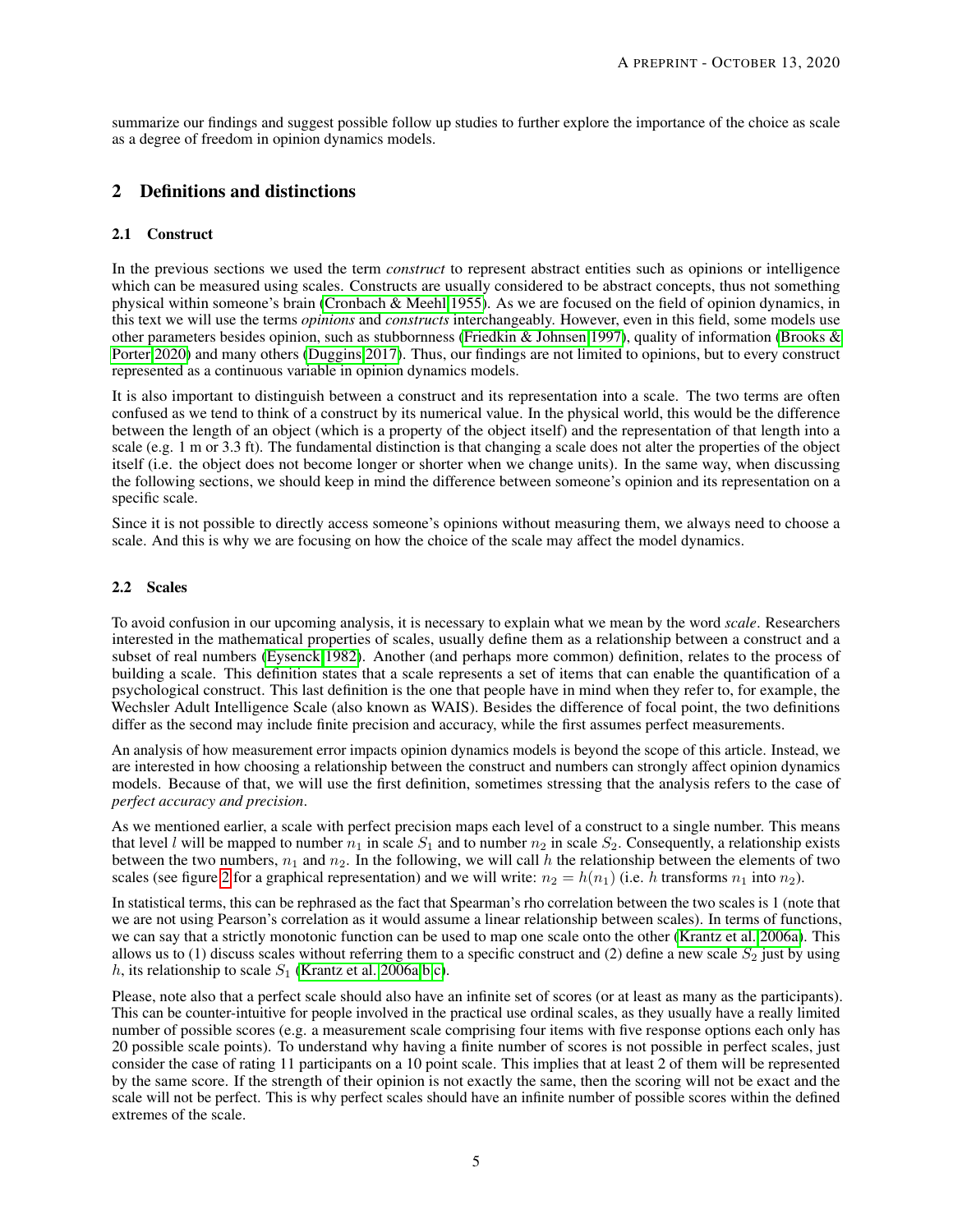summarize our findings and suggest possible follow up studies to further explore the importance of the choice as scale as a degree of freedom in opinion dynamics models.

## 2 Definitions and distinctions

### 2.1 Construct

In the previous sections we used the term *construct* to represent abstract entities such as opinions or intelligence which can be measured using scales. Constructs are usually considered to be abstract concepts, thus not something physical within someone's brain (Cronbach & Meehl 1955). As we are focused on the field of opinion dynamics, in this text we will use the terms *opinions* and *constructs* interchangeably. However, even in this field, some models use other parameters besides opinion, such as stubbornness (Friedkin & Johnsen 1997), quality of information (Brooks & Porter 2020) and many others (Duggins 2017). Thus, our findings are not limited to opinions, but to every construct represented as a continuous variable in opinion dynamics models.

It is also important to distinguish between a construct and its representation into a scale. The two terms are often confused as we tend to think of a construct by its numerical value. In the physical world, this would be the difference between the length of an object (which is a property of the object itself) and the representation of that length into a scale (e.g. 1 m or 3.3 ft). The fundamental distinction is that changing a scale does not alter the properties of the object itself (i.e. the object does not become longer or shorter when we change units). In the same way, when discussing the following sections, we should keep in mind the difference between someone's opinion and its representation on a specific scale.

Since it is not possible to directly access someone's opinions without measuring them, we always need to choose a scale. And this is why we are focusing on how the choice of the scale may affect the model dynamics.

### 2.2 Scales

To avoid confusion in our upcoming analysis, it is necessary to explain what we mean by the word *scale*. Researchers interested in the mathematical properties of scales, usually define them as a relationship between a construct and a subset of real numbers (Eysenck 1982). Another (and perhaps more common) definition, relates to the process of building a scale. This definition states that a scale represents a set of items that can enable the quantification of a psychological construct. This last definition is the one that people have in mind when they refer to, for example, the Wechsler Adult Intelligence Scale (also known as WAIS). Besides the difference of focal point, the two definitions differ as the second may include finite precision and accuracy, while the first assumes perfect measurements.

An analysis of how measurement error impacts opinion dynamics models is beyond the scope of this article. Instead, we are interested in how choosing a relationship between the construct and numbers can strongly affect opinion dynamics models. Because of that, we will use the first definition, sometimes stressing that the analysis refers to the case of *perfect accuracy and precision*.

As we mentioned earlier, a scale with perfect precision maps each level of a construct to a single number. This means that level $l$ will be mapped to number $n_1$ in scale $S_1$ and to number $n_2$ in scale $S_2$. Consequently, a relationship exists between the two numbers, $n_1$ and $n_2$. In the following, we will call $h$ the relationship between the elements of two scales (see figure 2 for a graphical representation) and we will write: $n_2 = h(n_1)$ (i.e. $h$ transforms $n_1$ into $n_2$).

In statistical terms, this can be rephrased as the fact that Spearman's rho correlation between the two scales is 1 (note that we are not using Pearson's correlation as it would assume a linear relationship between scales). In terms of functions, we can say that a strictly monotonic function can be used to map one scale onto the other (Krantz et al. 2006a). This allows us to (1) discuss scales without referring them to a specific construct and (2) define a new scale $S_2$ just by using $h$, its relationship to scale $S_1$ (Krantz et al. 2006a,b,c).

Please, note also that a perfect scale should also have an infinite set of scores (or at least as many as the participants). This can be counter-intuitive for people involved in the practical use ordinal scales, as they usually have a really limited number of possible scores (e.g. a measurement scale comprising four items with five response options each only has 20 possible scale points). To understand why having a finite number of scores is not possible in perfect scales, just consider the case of rating 11 participants on a 10 point scale. This implies that at least 2 of them will be represented by the same score. If the strength of their opinion is not exactly the same, then the scoring will not be exact and the scale will not be perfect. This is why perfect scales should have an infinite number of possible scores within the defined extremes of the scale.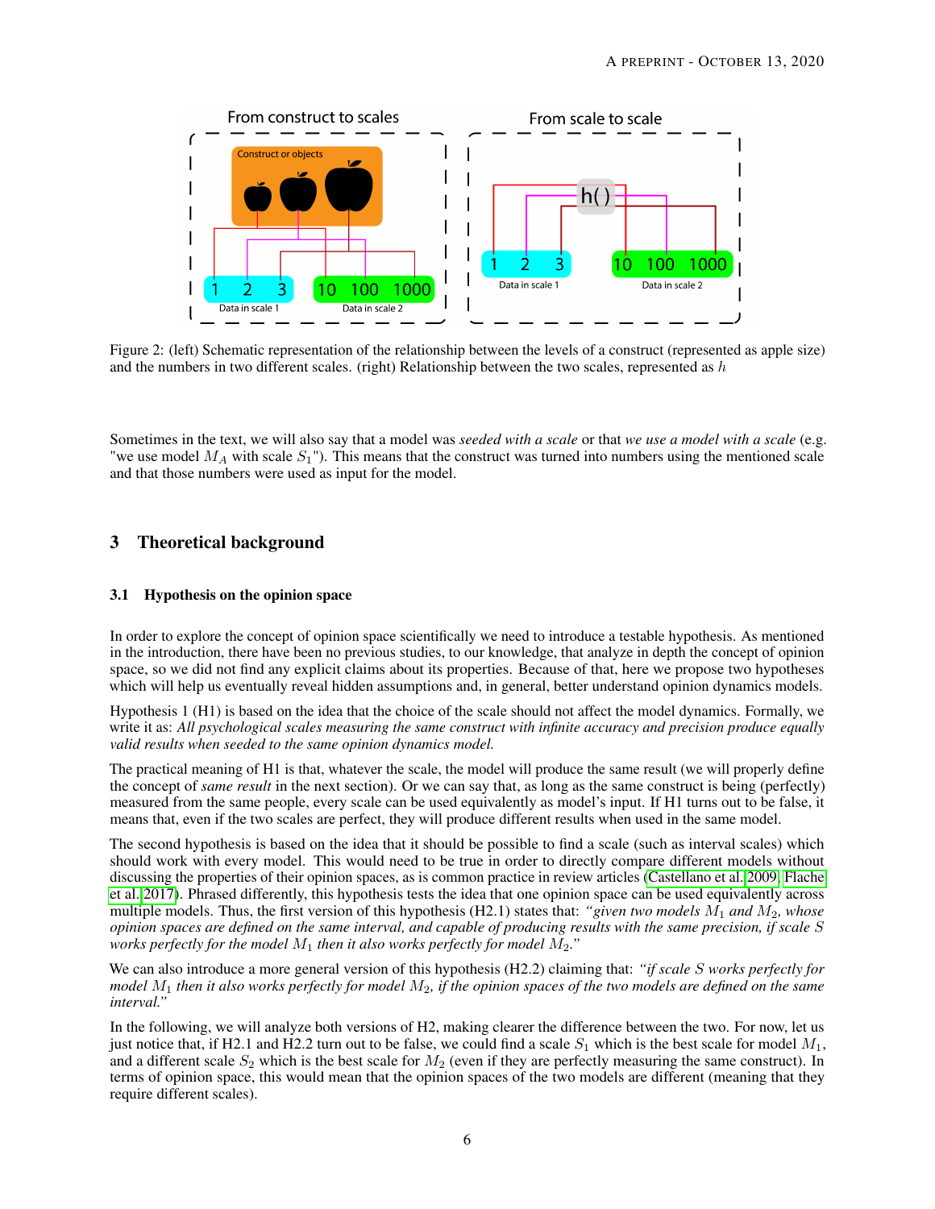Figure 2: (left) Schematic representation of the relationship between the levels of a construct (represented as apple size) and the numbers in two different scales. (right) Relationship between the two scales, represented as $h$

Sometimes in the text, we will also say that a model was *seeded with a scale* or that *we use a model with a scale* (e.g. "we use model $M_A$ with scale $S_1$"). This means that the construct was turned into numbers using the mentioned scale and that those numbers were used as input for the model.

## 3 Theoretical background

### 3.1 Hypothesis on the opinion space

In order to explore the concept of opinion space scientifically we need to introduce a testable hypothesis. As mentioned in the introduction, there have been no previous studies, to our knowledge, that analyze in depth the concept of opinion space, so we did not find any explicit claims about its properties. Because of that, here we propose two hypotheses which will help us eventually reveal hidden assumptions and, in general, better understand opinion dynamics models.

Hypothesis 1 (H1) is based on the idea that the choice of the scale should not affect the model dynamics. Formally, we write it as: *All psychological scales measuring the same construct with infinite accuracy and precision produce equally valid results when seeded to the same opinion dynamics model.*

The practical meaning of H1 is that, whatever the scale, the model will produce the same result (we will properly define the concept of *same result* in the next section). Or we can say that, as long as the same construct is being (perfectly) measured from the same people, every scale can be used equivalently as model's input. If H1 turns out to be false, it means that, even if the two scales are perfect, they will produce different results when used in the same model.

The second hypothesis is based on the idea that it should be possible to find a scale (such as interval scales) which should work with every model. This would need to be true in order to directly compare different models without discussing the properties of their opinion spaces, as is common practice in review articles (Castellano et al. 2009; Flache et al. 2017). Phrased differently, this hypothesis tests the idea that one opinion space can be used equivalently across multiple models. Thus, the first version of this hypothesis (H2.1) states that: *"given two models $M_1$ and $M_2$, whose opinion spaces are defined on the same interval, and capable of producing results with the same precision, if scale $S$ works perfectly for the model $M_1$ then it also works perfectly for model $M_2$."*

We can also introduce a more general version of this hypothesis (H2.2) claiming that: *"if scale $S$ works perfectly for model $M_1$ then it also works perfectly for model $M_2$, if the opinion spaces of the two models are defined on the same interval."*

In the following, we will analyze both versions of H2, making clearer the difference between the two. For now, let us just notice that, if H2.1 and H2.2 turn out to be false, we could find a scale $S_1$ which is the best scale for model $M_1$, and a different scale $S_2$ which is the best scale for $M_2$ (even if they are perfectly measuring the same construct). In terms of opinion space, this would mean that the opinion spaces of the two models are different (meaning that they require different scales).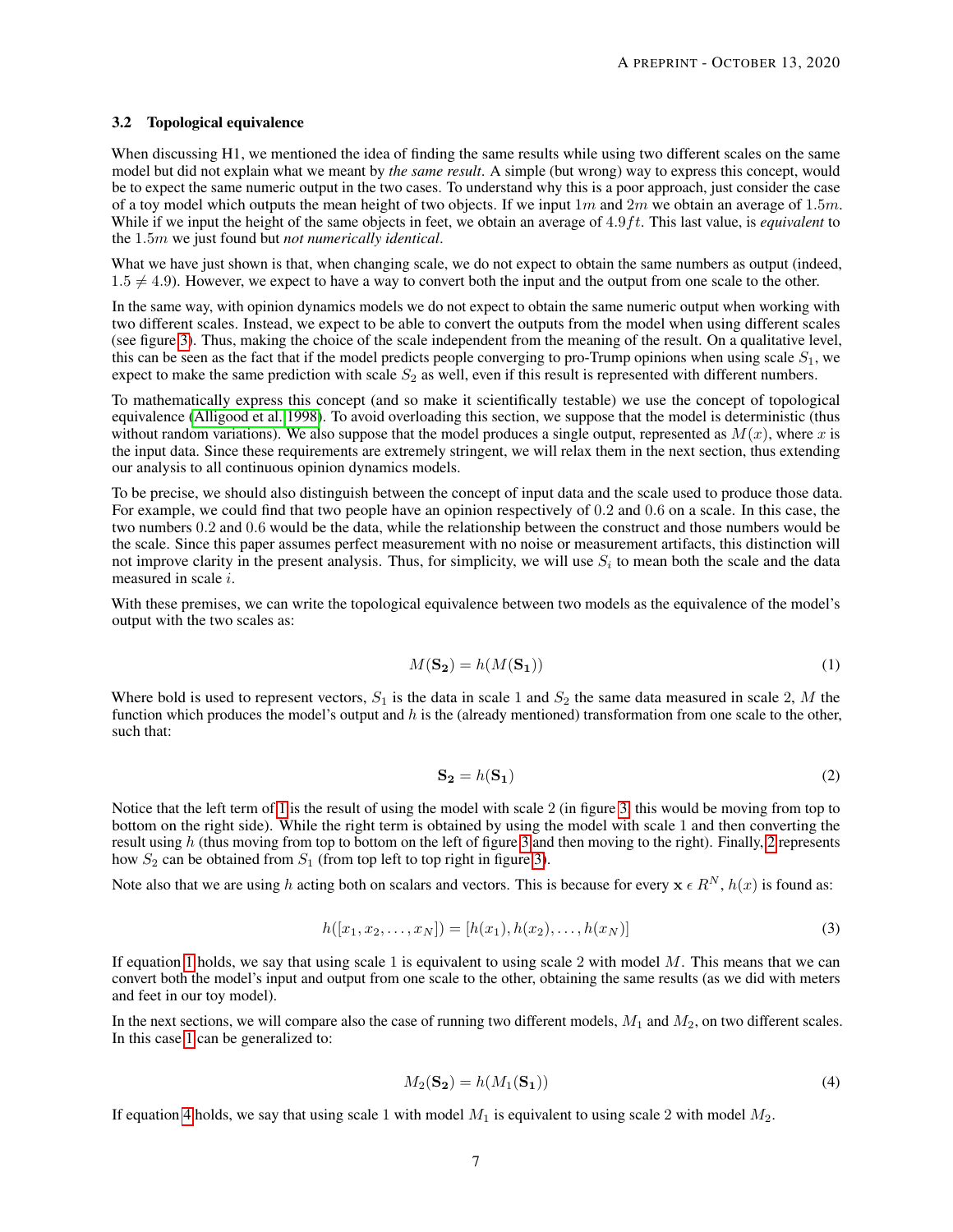### 3.2 Topological equivalence

When discussing H1, we mentioned the idea of finding the same results while using two different scales on the same model but did not explain what we meant by *the same result*. A simple (but wrong) way to express this concept, would be to expect the same numeric output in the two cases. To understand why this is a poor approach, just consider the case of a toy model which outputs the mean height of two objects. If we input $1m$ and $2m$ we obtain an average of $1.5m$. While if we input the height of the same objects in feet, we obtain an average of $4.9ft$. This last value, is *equivalent* to the $1.5m$ we just found but *not numerically identical*.

What we have just shown is that, when changing scale, we do not expect to obtain the same numbers as output (indeed, $1.5 \neq 4.9$). However, we expect to have a way to convert both the input and the output from one scale to the other.

In the same way, with opinion dynamics models we do not expect to obtain the same numeric output when working with two different scales. Instead, we expect to be able to convert the outputs from the model when using different scales (see figure 3). Thus, making the choice of the scale independent from the meaning of the result. On a qualitative level, this can be seen as the fact that if the model predicts people converging to pro-Trump opinions when using scale $S_1$, we expect to make the same prediction with scale $S_2$ as well, even if this result is represented with different numbers.

To mathematically express this concept (and so make it scientifically testable) we use the concept of topological equivalence (Alligood et al. 1998). To avoid overloading this section, we suppose that the model is deterministic (thus without random variations). We also suppose that the model produces a single output, represented as $M(x)$, where $x$ is the input data. Since these requirements are extremely stringent, we will relax them in the next section, thus extending our analysis to all continuous opinion dynamics models.

To be precise, we should also distinguish between the concept of input data and the scale used to produce those data. For example, we could find that two people have an opinion respectively of $0.2$ and $0.6$ on a scale. In this case, the two numbers $0.2$ and $0.6$ would be the data, while the relationship between the construct and those numbers would be the scale. Since this paper assumes perfect measurement with no noise or measurement artifacts, this distinction will not improve clarity in the present analysis. Thus, for simplicity, we will use $S_i$ to mean both the scale and the data measured in scale $i$.

With these premises, we can write the topological equivalence between two models as the equivalence of the model's output with the two scales as:

$$M(\mathbf{S_2}) = h(M(\mathbf{S_1})) \tag{1}$$

Where bold is used to represent vectors, $S_1$ is the data in scale 1 and $S_2$ the same data measured in scale 2, $M$ the function which produces the model's output and $h$ is the (already mentioned) transformation from one scale to the other, such that:

$$\mathbf{S_2} = h(\mathbf{S_1}) \tag{2}$$

Notice that the left term of 1 is the result of using the model with scale 2 (in figure 3, this would be moving from top to bottom on the right side). While the right term is obtained by using the model with scale 1 and then converting the result using $h$ (thus moving from top to bottom on the left of figure 3 and then moving to the right). Finally, 2 represents how $S_2$ can be obtained from $S_1$ (from top left to top right in figure 3).

Note also that we are using $h$ acting both on scalars and vectors. This is because for every $\mathbf{x} \in R^N$, $h(x)$ is found as:

$$h([x_1, x_2, \dots, x_N]) = [h(x_1), h(x_2), \dots, h(x_N)] \tag{3}$$

If equation 1 holds, we say that using scale 1 is equivalent to using scale 2 with model $M$. This means that we can convert both the model's input and output from one scale to the other, obtaining the same results (as we did with meters and feet in our toy model).

In the next sections, we will compare also the case of running two different models, $M_1$ and $M_2$, on two different scales. In this case 1 can be generalized to:

$$M_2(\mathbf{S_2}) = h(M_1(\mathbf{S_1})) \tag{4}$$

If equation 4 holds, we say that using scale 1 with model $M_1$ is equivalent to using scale 2 with model $M_2$.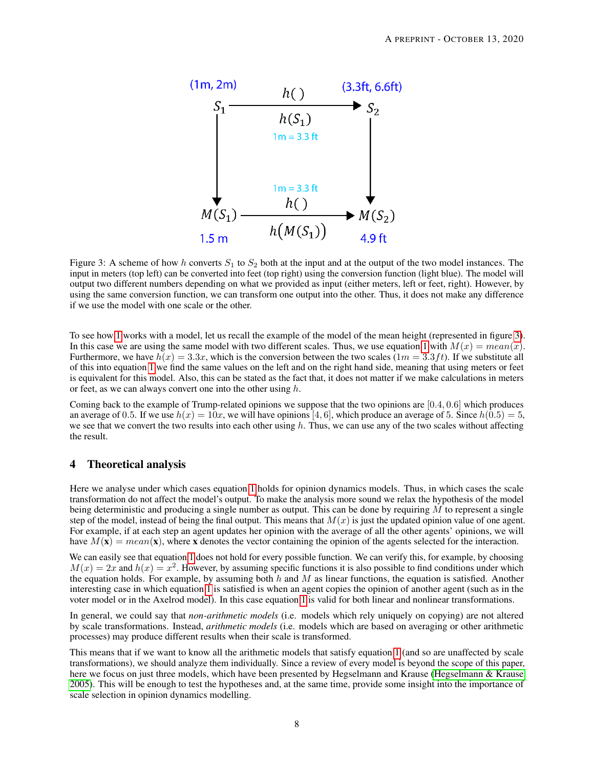Figure 3: A scheme of how $h$ converts $S_1$ to $S_2$ both at the input and at the output of the two model instances. The input in meters (top left) can be converted into feet (top right) using the conversion function (light blue). The model will output two different numbers depending on what we provided as input (either meters, left or feet, right). However, by using the same conversion function, we can transform one output into the other. Thus, it does not make any difference if we use the model with one scale or the other.

To see how 1 works with a model, let us recall the example of the model of the mean height (represented in figure 3). In this case we are using the same model with two different scales. Thus, we use equation 1 with $M(x) = mean(x)$. Furthermore, we have $h(x) = 3.3x$, which is the conversion between the two scales ($1m = 3.3ft$). If we substitute all of this into equation 1 we find the same values on the left and on the right hand side, meaning that using meters or feet is equivalent for this model. Also, this can be stated as the fact that, it does not matter if we make calculations in meters or feet, as we can always convert one into the other using $h$.

Coming back to the example of Trump-related opinions we suppose that the two opinions are $[0.4, 0.6]$ which produces an average of $0.5$. If we use $h(x) = 10x$, we will have opinions $[4, 6]$, which produce an average of $5$. Since $h(0.5) = 5$, we see that we convert the two results into each other using $h$. Thus, we can use any of the two scales without affecting the result.

## 4 Theoretical analysis

Here we analyse under which cases equation 1 holds for opinion dynamics models. Thus, in which cases the scale transformation do not affect the model's output. To make the analysis more sound we relax the hypothesis of the model being deterministic and producing a single number as output. This can be done by requiring $M$ to represent a single step of the model, instead of being the final output. This means that $M(x)$ is just the updated opinion value of one agent. For example, if at each step an agent updates her opinion with the average of all the other agents' opinions, we will have $M(\mathbf{x}) = mean(\mathbf{x})$, where $\mathbf{x}$ denotes the vector containing the opinion of the agents selected for the interaction.

We can easily see that equation 1 does not hold for every possible function. We can verify this, for example, by choosing $M(x) = 2x$ and $h(x) = x^2$. However, by assuming specific functions it is also possible to find conditions under which the equation holds. For example, by assuming both $h$ and $M$ as linear functions, the equation is satisfied. Another interesting case in which equation 1 is satisfied is when an agent copies the opinion of another agent (such as in the voter model or in the Axelrod model). In this case equation 1 is valid for both linear and nonlinear transformations.

In general, we could say that *non-arithmetic models* (i.e. models which rely uniquely on copying) are not altered by scale transformations. Instead, *arithmetic models* (i.e. models which are based on averaging or other arithmetic processes) may produce different results when their scale is transformed.

This means that if we want to know all the arithmetic models that satisfy equation 1 (and so are unaffected by scale transformations), we should analyze them individually. Since a review of every model is beyond the scope of this paper, here we focus on just three models, which have been presented by Hegselmann and Krause (Hegselmann & Krause 2005). This will be enough to test the hypotheses and, at the same time, provide some insight into the importance of scale selection in opinion dynamics modelling.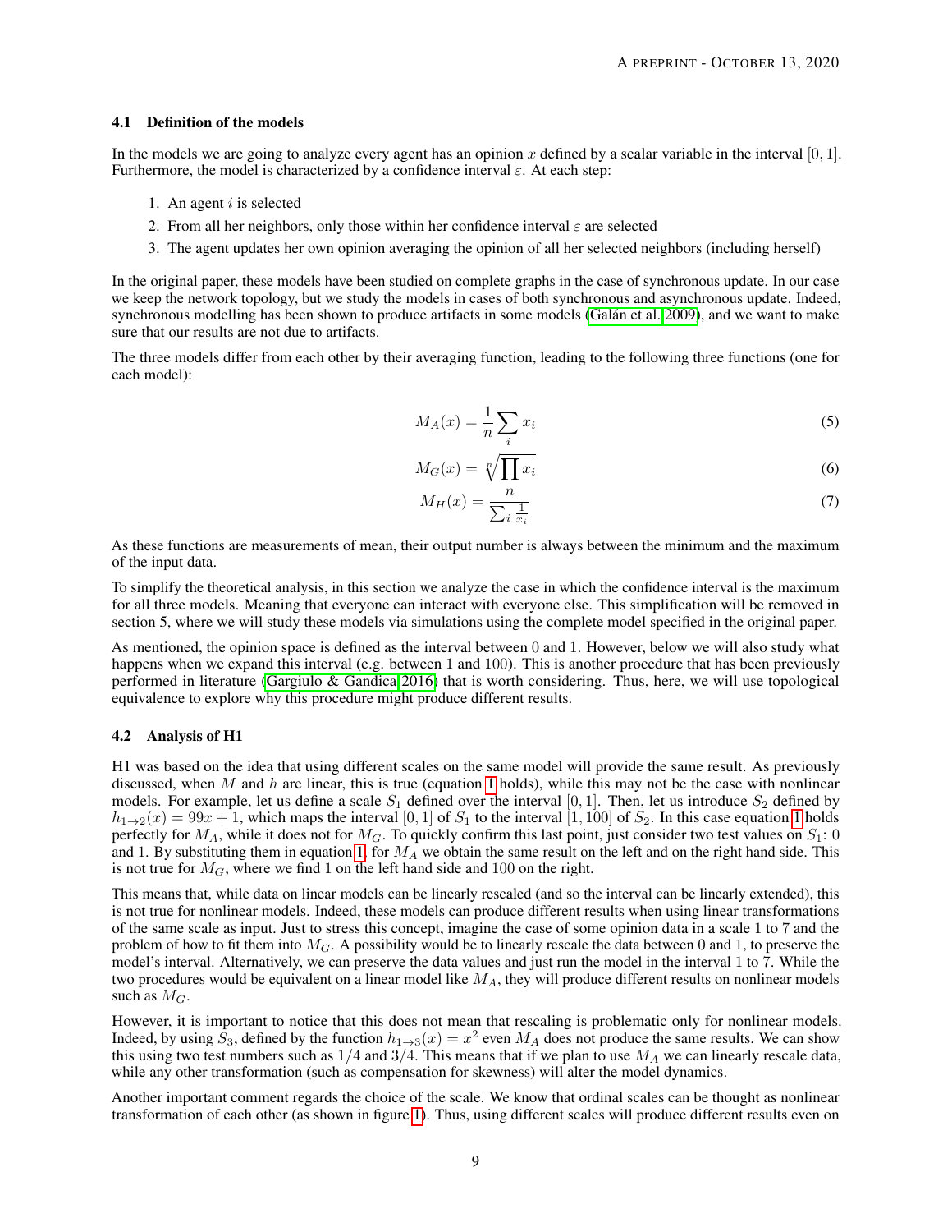### 4.1 Definition of the models

In the models we are going to analyze every agent has an opinion $x$ defined by a scalar variable in the interval $[0, 1]$. Furthermore, the model is characterized by a confidence interval $\varepsilon$. At each step:

1. An agent $i$ is selected
2. From all her neighbors, only those within her confidence interval $\varepsilon$ are selected
3. The agent updates her own opinion averaging the opinion of all her selected neighbors (including herself)

In the original paper, these models have been studied on complete graphs in the case of synchronous update. In our case we keep the network topology, but we study the models in cases of both synchronous and asynchronous update. Indeed, synchronous modelling has been shown to produce artifacts in some models (Galán et al. 2009), and we want to make sure that our results are not due to artifacts.

The three models differ from each other by their averaging function, leading to the following three functions (one for each model):

$$M_A(x) = \frac{1}{n}\sum_i x_i \tag{5}$$

$$M_G(x) = \sqrt[n]{\prod x_i} \tag{6}$$

$$M_H(x) = \frac{n}{\sum_i \frac{1}{x_i}} \tag{7}$$

As these functions are measurements of mean, their output number is always between the minimum and the maximum of the input data.

To simplify the theoretical analysis, in this section we analyze the case in which the confidence interval is the maximum for all three models. Meaning that everyone can interact with everyone else. This simplification will be removed in section 5, where we will study these models via simulations using the complete model specified in the original paper.

As mentioned, the opinion space is defined as the interval between 0 and 1. However, below we will also study what happens when we expand this interval (e.g. between 1 and 100). This is another procedure that has been previously performed in literature (Gargiulo & Gandica 2016) that is worth considering. Thus, here, we will use topological equivalence to explore why this procedure might produce different results.

### 4.2 Analysis of H1

H1 was based on the idea that using different scales on the same model will provide the same result. As previously discussed, when $M$ and $h$ are linear, this is true (equation 1 holds), while this may not be the case with nonlinear models. For example, let us define a scale $S_1$ defined over the interval $[0, 1]$. Then, let us introduce $S_2$ defined by $h_{1\to 2}(x) = 99x + 1$, which maps the interval $[0, 1]$ of $S_1$ to the interval $[1, 100]$ of $S_2$. In this case equation 1 holds perfectly for $M_A$, while it does not for $M_G$. To quickly confirm this last point, just consider two test values on $S_1$: 0 and 1. By substituting them in equation 1, for $M_A$ we obtain the same result on the left and on the right hand side. This is not true for $M_G$, where we find 1 on the left hand side and 100 on the right.

This means that, while data on linear models can be linearly rescaled (and so the interval can be linearly extended), this is not true for nonlinear models. Indeed, these models can produce different results when using linear transformations of the same scale as input. Just to stress this concept, imagine the case of some opinion data in a scale 1 to 7 and the problem of how to fit them into $M_G$. A possibility would be to linearly rescale the data between 0 and 1, to preserve the model's interval. Alternatively, we can preserve the data values and just run the model in the interval 1 to 7. While the two procedures would be equivalent on a linear model like $M_A$, they will produce different results on nonlinear models such as $M_G$.

However, it is important to notice that this does not mean that rescaling is problematic only for nonlinear models. Indeed, by using $S_3$, defined by the function $h_{1\to 3}(x) = x^2$ even $M_A$ does not produce the same results. We can show this using two test numbers such as $1/4$ and $3/4$. This means that if we plan to use $M_A$ we can linearly rescale data, while any other transformation (such as compensation for skewness) will alter the model dynamics.

Another important comment regards the choice of the scale. We know that ordinal scales can be thought as nonlinear transformation of each other (as shown in figure 1). Thus, using different scales will produce different results even on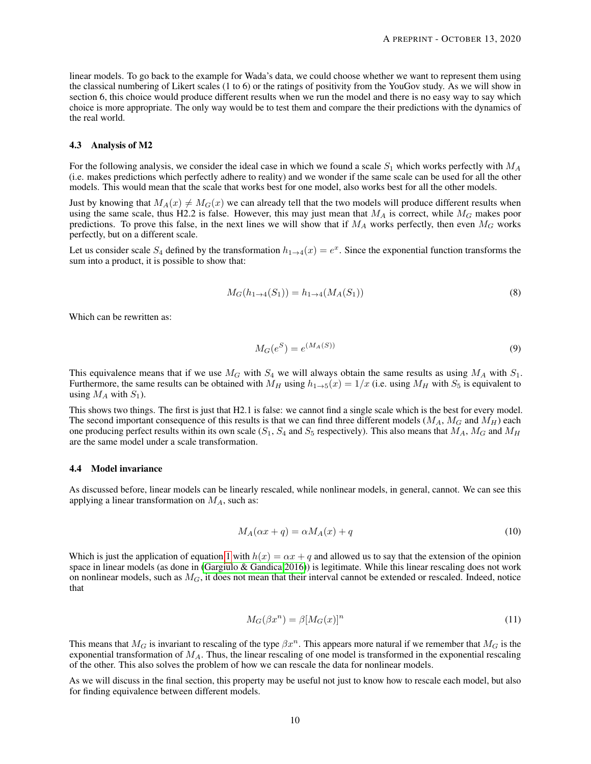linear models. To go back to the example for Wada's data, we could choose whether we want to represent them using the classical numbering of Likert scales (1 to 6) or the ratings of positivity from the YouGov study. As we will show in section 6, this choice would produce different results when we run the model and there is no easy way to say which choice is more appropriate. The only way would be to test them and compare the their predictions with the dynamics of the real world.

### 4.3 Analysis of M2

For the following analysis, we consider the ideal case in which we found a scale $S_1$ which works perfectly with $M_A$ (i.e. makes predictions which perfectly adhere to reality) and we wonder if the same scale can be used for all the other models. This would mean that the scale that works best for one model, also works best for all the other models.

Just by knowing that $M_A(x) \neq M_G(x)$ we can already tell that the two models will produce different results when using the same scale, thus H2.2 is false. However, this may just mean that $M_A$ is correct, while $M_G$ makes poor predictions. To prove this false, in the next lines we will show that if $M_A$ works perfectly, then even $M_G$ works perfectly, but on a different scale.

Let us consider scale $S_4$ defined by the transformation $h_{1\to4}(x) = e^x$. Since the exponential function transforms the sum into a product, it is possible to show that:

$$M_G(h_{1\to4}(S_1)) = h_{1\to4}(M_A(S_1)) \tag{8}$$

Which can be rewritten as:

$$M_G(e^S) = e^{(M_A(S))} \tag{9}$$

This equivalence means that if we use $M_G$ with $S_4$ we will always obtain the same results as using $M_A$ with $S_1$. Furthermore, the same results can be obtained with $M_H$ using $h_{1\to5}(x) = 1/x$ (i.e. using $M_H$ with $S_5$ is equivalent to using $M_A$ with $S_1$).

This shows two things. The first is just that H2.1 is false: we cannot find a single scale which is the best for every model. The second important consequence of this results is that we can find three different models ($M_A$, $M_G$ and $M_H$) each one producing perfect results within its own scale ($S_1$, $S_4$ and $S_5$ respectively). This also means that $M_A$, $M_G$ and $M_H$ are the same model under a scale transformation.

### 4.4 Model invariance

As discussed before, linear models can be linearly rescaled, while nonlinear models, in general, cannot. We can see this applying a linear transformation on $M_A$, such as:

$$M_A(\alpha x + q) = \alpha M_A(x) + q \tag{10}$$

Which is just the application of equation 1 with $h(x) = \alpha x + q$ and allowed us to say that the extension of the opinion space in linear models (as done in (Gargiulo & Gandica 2016)) is legitimate. While this linear rescaling does not work on nonlinear models, such as $M_G$, it does not mean that their interval cannot be extended or rescaled. Indeed, notice that

$$M_G(\beta x^n) = \beta[M_G(x)]^n \tag{11}$$

This means that $M_G$ is invariant to rescaling of the type $\beta x^n$. This appears more natural if we remember that $M_G$ is the exponential transformation of $M_A$. Thus, the linear rescaling of one model is transformed in the exponential rescaling of the other. This also solves the problem of how we can rescale the data for nonlinear models.

As we will discuss in the final section, this property may be useful not just to know how to rescale each model, but also for finding equivalence between different models.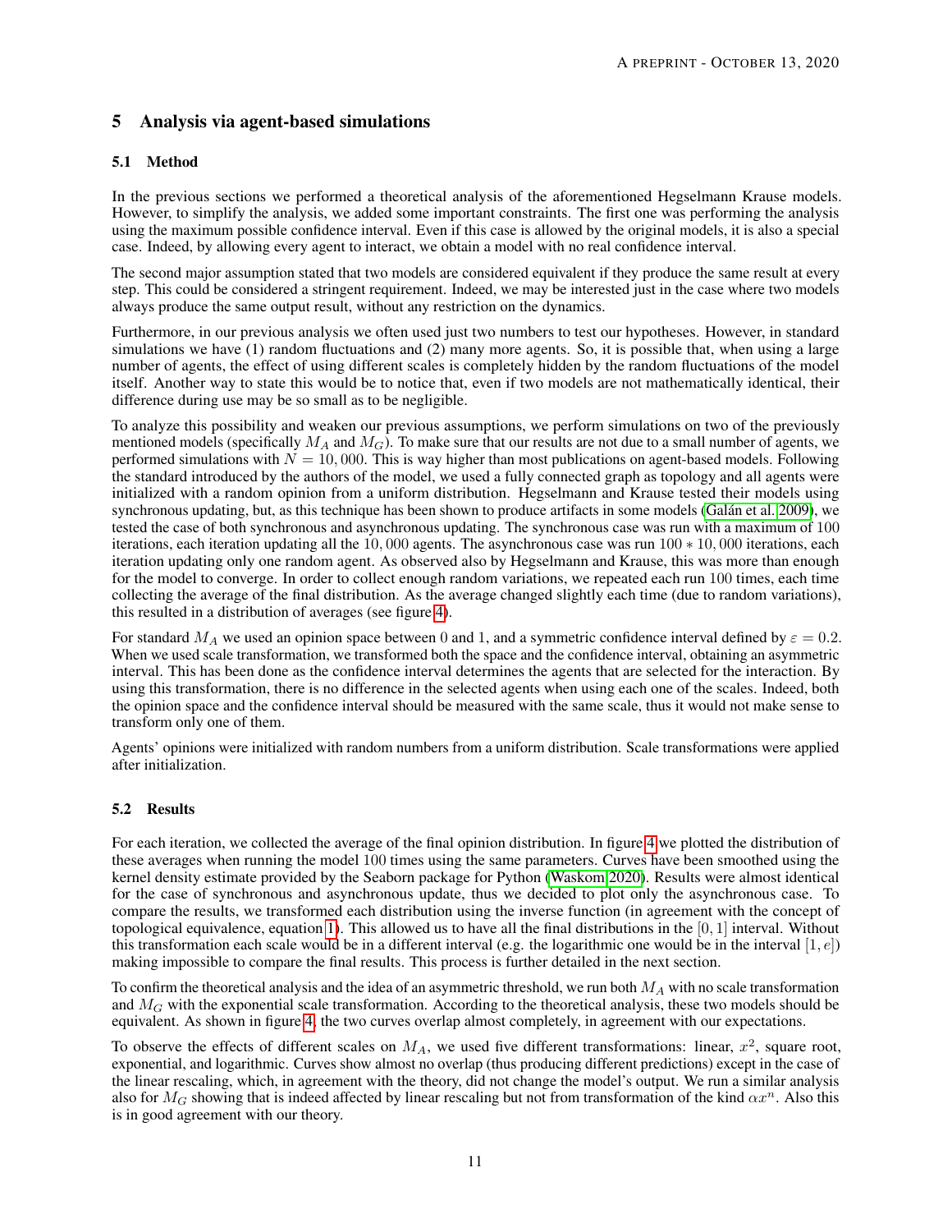## 5 Analysis via agent-based simulations

### 5.1 Method

In the previous sections we performed a theoretical analysis of the aforementioned Hegselmann Krause models. However, to simplify the analysis, we added some important constraints. The first one was performing the analysis using the maximum possible confidence interval. Even if this case is allowed by the original models, it is also a special case. Indeed, by allowing every agent to interact, we obtain a model with no real confidence interval.

The second major assumption stated that two models are considered equivalent if they produce the same result at every step. This could be considered a stringent requirement. Indeed, we may be interested just in the case where two models always produce the same output result, without any restriction on the dynamics.

Furthermore, in our previous analysis we often used just two numbers to test our hypotheses. However, in standard simulations we have (1) random fluctuations and (2) many more agents. So, it is possible that, when using a large number of agents, the effect of using different scales is completely hidden by the random fluctuations of the model itself. Another way to state this would be to notice that, even if two models are not mathematically identical, their difference during use may be so small as to be negligible.

To analyze this possibility and weaken our previous assumptions, we perform simulations on two of the previously mentioned models (specifically $M_A$ and $M_G$). To make sure that our results are not due to a small number of agents, we performed simulations with $N = 10,000$. This is way higher than most publications on agent-based models. Following the standard introduced by the authors of the model, we used a fully connected graph as topology and all agents were initialized with a random opinion from a uniform distribution. Hegselmann and Krause tested their models using synchronous updating, but, as this technique has been shown to produce artifacts in some models (Galán et al. 2009), we tested the case of both synchronous and asynchronous updating. The synchronous case was run with a maximum of 100 iterations, each iteration updating all the 10,000 agents. The asynchronous case was run $100 * 10,000$ iterations, each iteration updating only one random agent. As observed also by Hegselmann and Krause, this was more than enough for the model to converge. In order to collect enough random variations, we repeated each run 100 times, each time collecting the average of the final distribution. As the average changed slightly each time (due to random variations), this resulted in a distribution of averages (see figure 4).

For standard $M_A$ we used an opinion space between 0 and 1, and a symmetric confidence interval defined by $\varepsilon = 0.2$. When we used scale transformation, we transformed both the space and the confidence interval, obtaining an asymmetric interval. This has been done as the confidence interval determines the agents that are selected for the interaction. By using this transformation, there is no difference in the selected agents when using each one of the scales. Indeed, both the opinion space and the confidence interval should be measured with the same scale, thus it would not make sense to transform only one of them.

Agents' opinions were initialized with random numbers from a uniform distribution. Scale transformations were applied after initialization.

### 5.2 Results

For each iteration, we collected the average of the final opinion distribution. In figure 4 we plotted the distribution of these averages when running the model 100 times using the same parameters. Curves have been smoothed using the kernel density estimate provided by the Seaborn package for Python (Waskom 2020). Results were almost identical for the case of synchronous and asynchronous update, thus we decided to plot only the asynchronous case. To compare the results, we transformed each distribution using the inverse function (in agreement with the concept of topological equivalence, equation 1). This allowed us to have all the final distributions in the $[0, 1]$ interval. Without this transformation each scale would be in a different interval (e.g. the logarithmic one would be in the interval $[1, e]$) making impossible to compare the final results. This process is further detailed in the next section.

To confirm the theoretical analysis and the idea of an asymmetric threshold, we run both $M_A$ with no scale transformation and $M_G$ with the exponential scale transformation. According to the theoretical analysis, these two models should be equivalent. As shown in figure 4, the two curves overlap almost completely, in agreement with our expectations.

To observe the effects of different scales on $M_A$, we used five different transformations: linear, $x^2$, square root, exponential, and logarithmic. Curves show almost no overlap (thus producing different predictions) except in the case of the linear rescaling, which, in agreement with the theory, did not change the model's output. We run a similar analysis also for $M_G$ showing that is indeed affected by linear rescaling but not from transformation of the kind $\alpha x^n$. Also this is in good agreement with our theory.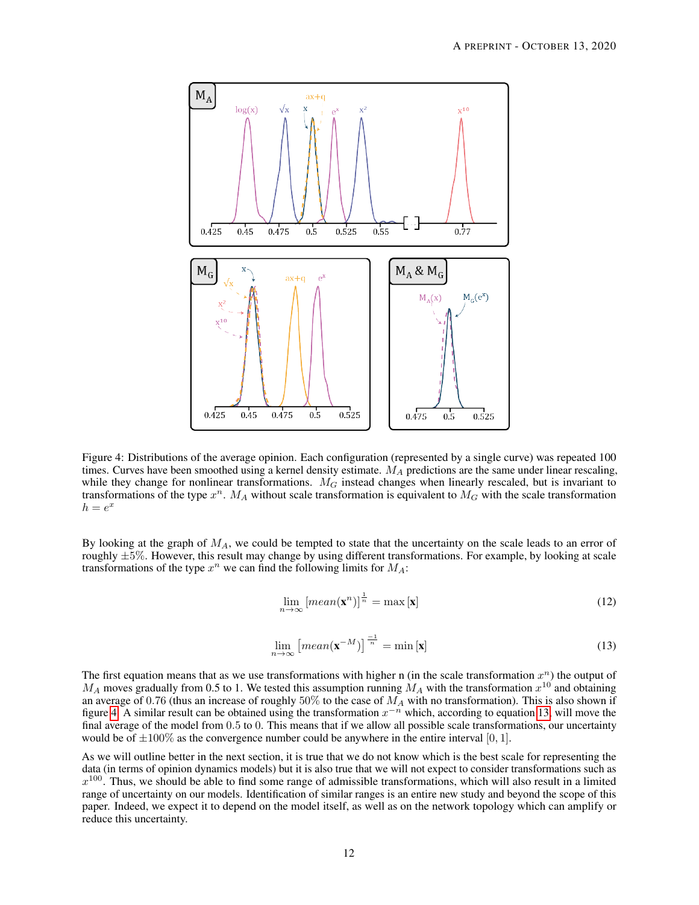Figure 4: Distributions of the average opinion. Each configuration (represented by a single curve) was repeated 100 times. Curves have been smoothed using a kernel density estimate. $M_A$ predictions are the same under linear rescaling, while they change for nonlinear transformations. $M_G$ instead changes when linearly rescaled, but is invariant to transformations of the type $x^n$. $M_A$ without scale transformation is equivalent to $M_G$ with the scale transformation $h = e^x$

By looking at the graph of $M_A$, we could be tempted to state that the uncertainty on the scale leads to an error of roughly $\pm 5\%$. However, this result may change by using different transformations. For example, by looking at scale transformations of the type $x^n$ we can find the following limits for $M_A$:

$$\lim_{n\to\infty} [mean(\mathbf{x}^n)]^{\frac{1}{n}} = \max [\mathbf{x}] \tag{12}$$

$$\lim_{n\to\infty} \left[mean(\mathbf{x}^{-M})\right]^{\frac{-1}{n}} = \min [\mathbf{x}] \tag{13}$$

The first equation means that as we use transformations with higher n (in the scale transformation $x^n$) the output of $M_A$ moves gradually from 0.5 to 1. We tested this assumption running $M_A$ with the transformation $x^{10}$ and obtaining an average of 0.76 (thus an increase of roughly 50% to the case of $M_A$ with no transformation). This is also shown if figure 4. A similar result can be obtained using the transformation $x^{-n}$ which, according to equation 13, will move the final average of the model from 0.5 to 0. This means that if we allow all possible scale transformations, our uncertainty would be of $\pm 100\%$ as the convergence number could be anywhere in the entire interval $[0, 1]$.

As we will outline better in the next section, it is true that we do not know which is the best scale for representing the data (in terms of opinion dynamics models) but it is also true that we will not expect to consider transformations such as $x^{100}$. Thus, we should be able to find some range of admissible transformations, which will also result in a limited range of uncertainty on our models. Identification of similar ranges is an entire new study and beyond the scope of this paper. Indeed, we expect it to depend on the model itself, as well as on the network topology which can amplify or reduce this uncertainty.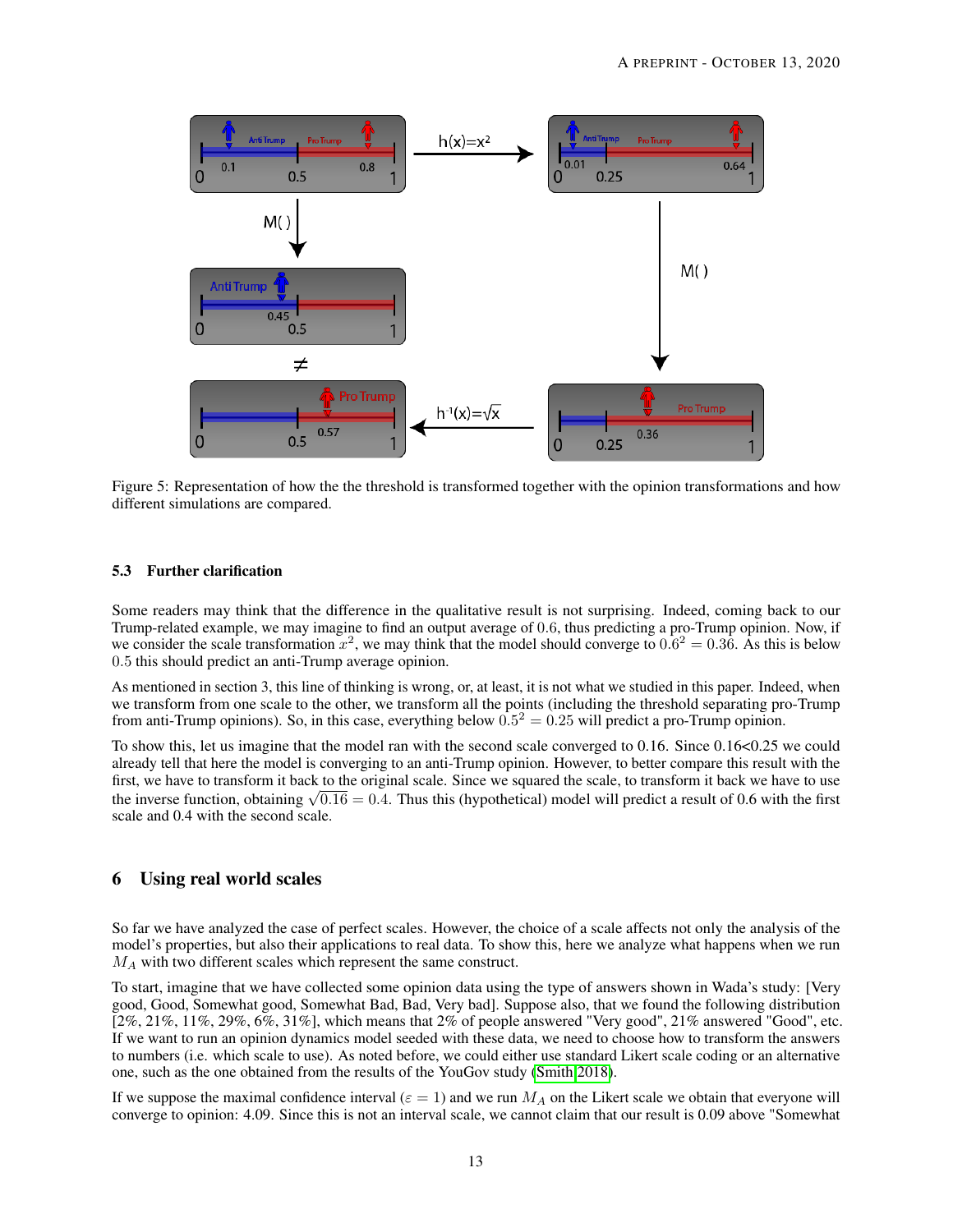Figure 5: Representation of how the the threshold is transformed together with the opinion transformations and how different simulations are compared.

### 5.3 Further clarification

Some readers may think that the difference in the qualitative result is not surprising. Indeed, coming back to our Trump-related example, we may imagine to find an output average of 0.6, thus predicting a pro-Trump opinion. Now, if we consider the scale transformation $x^2$, we may think that the model should converge to $0.6^2 = 0.36$. As this is below 0.5 this should predict an anti-Trump average opinion.

As mentioned in section 3, this line of thinking is wrong, or, at least, it is not what we studied in this paper. Indeed, when we transform from one scale to the other, we transform all the points (including the threshold separating pro-Trump from anti-Trump opinions). So, in this case, everything below $0.5^2 = 0.25$ will predict a pro-Trump opinion.

To show this, let us imagine that the model ran with the second scale converged to 0.16. Since 0.16<0.25 we could already tell that here the model is converging to an anti-Trump opinion. However, to better compare this result with the first, we have to transform it back to the original scale. Since we squared the scale, to transform it back we have to use the inverse function, obtaining $\sqrt{0.16} = 0.4$. Thus this (hypothetical) model will predict a result of 0.6 with the first scale and 0.4 with the second scale.

## 6 Using real world scales

So far we have analyzed the case of perfect scales. However, the choice of a scale affects not only the analysis of the model's properties, but also their applications to real data. To show this, here we analyze what happens when we run $M_A$ with two different scales which represent the same construct.

To start, imagine that we have collected some opinion data using the type of answers shown in Wada's study: [Very good, Good, Somewhat good, Somewhat Bad, Bad, Very bad]. Suppose also, that we found the following distribution [2%, 21%, 11%, 29%, 6%, 31%], which means that 2% of people answered "Very good", 21% answered "Good", etc. If we want to run an opinion dynamics model seeded with these data, we need to choose how to transform the answers to numbers (i.e. which scale to use). As noted before, we could either use standard Likert scale coding or an alternative one, such as the one obtained from the results of the YouGov study (Smith 2018).

If we suppose the maximal confidence interval ($\varepsilon = 1$) and we run $M_A$ on the Likert scale we obtain that everyone will converge to opinion: 4.09. Since this is not an interval scale, we cannot claim that our result is 0.09 above "Somewhat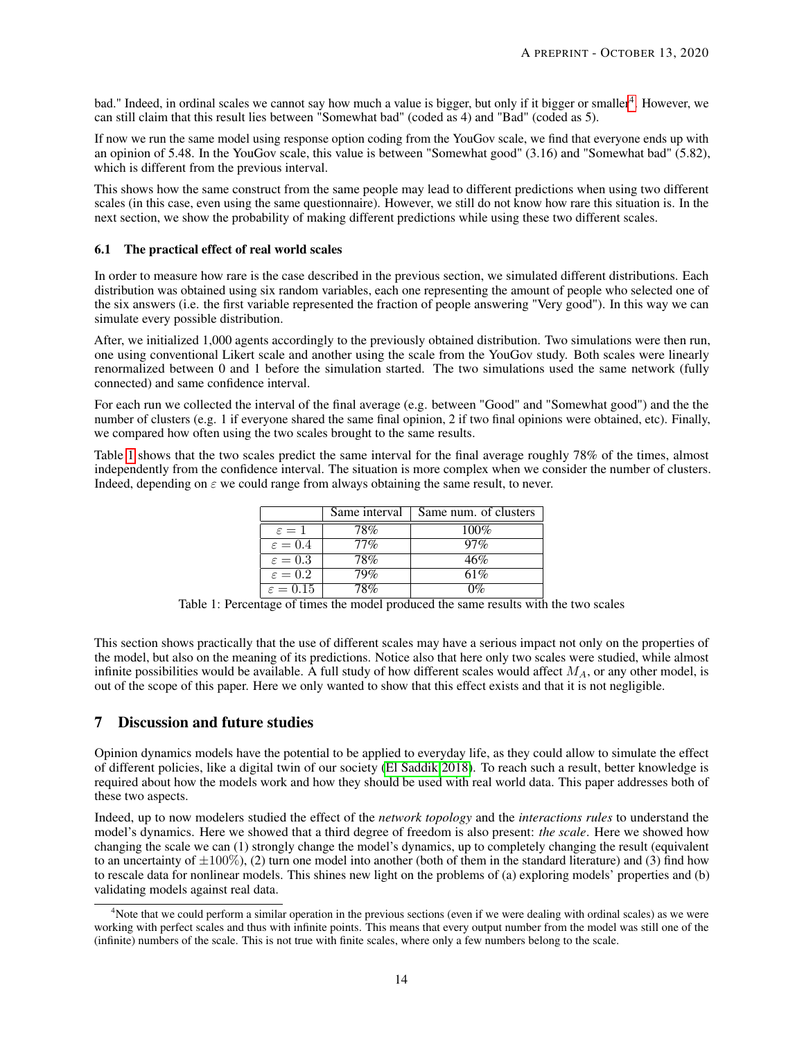bad." Indeed, in ordinal scales we cannot say how much a value is bigger, but only if it bigger or smaller[4]. However, we can still claim that this result lies between "Somewhat bad" (coded as 4) and "Bad" (coded as 5).

If now we run the same model using response option coding from the YouGov scale, we find that everyone ends up with an opinion of 5.48. In the YouGov scale, this value is between "Somewhat good" (3.16) and "Somewhat bad" (5.82), which is different from the previous interval.

This shows how the same construct from the same people may lead to different predictions when using two different scales (in this case, even using the same questionnaire). However, we still do not know how rare this situation is. In the next section, we show the probability of making different predictions while using these two different scales.

### 6.1 The practical effect of real world scales

In order to measure how rare is the case described in the previous section, we simulated different distributions. Each distribution was obtained using six random variables, each one representing the amount of people who selected one of the six answers (i.e. the first variable represented the fraction of people answering "Very good"). In this way we can simulate every possible distribution.

After, we initialized 1,000 agents accordingly to the previously obtained distribution. Two simulations were then run, one using conventional Likert scale and another using the scale from the YouGov study. Both scales were linearly renormalized between 0 and 1 before the simulation started. The two simulations used the same network (fully connected) and same confidence interval.

For each run we collected the interval of the final average (e.g. between "Good" and "Somewhat good") and the the number of clusters (e.g. 1 if everyone shared the same final opinion, 2 if two final opinions were obtained, etc). Finally, we compared how often using the two scales brought to the same results.

Table 1 shows that the two scales predict the same interval for the final average roughly 78% of the times, almost independently from the confidence interval. The situation is more complex when we consider the number of clusters. Indeed, depending on $\varepsilon$ we could range from always obtaining the same result, to never.

| | Same interval | Same num. of clusters |
|---|---|---|
| $\varepsilon = 1$ | 78% | 100% |
| $\varepsilon = 0.4$ | 77% | 97% |
| $\varepsilon = 0.3$ | 78% | 46% |
| $\varepsilon = 0.2$ | 79% | 61% |
| $\varepsilon = 0.15$ | 78% | 0% |

Table 1: Percentage of times the model produced the same results with the two scales

This section shows practically that the use of different scales may have a serious impact not only on the properties of the model, but also on the meaning of its predictions. Notice also that here only two scales were studied, while almost infinite possibilities would be available. A full study of how different scales would affect $M_A$, or any other model, is out of the scope of this paper. Here we only wanted to show that this effect exists and that it is not negligible.

## 7 Discussion and future studies

Opinion dynamics models have the potential to be applied to everyday life, as they could allow to simulate the effect of different policies, like a digital twin of our society (El Saddik 2018). To reach such a result, better knowledge is required about how the models work and how they should be used with real world data. This paper addresses both of these two aspects.

Indeed, up to now modelers studied the effect of the *network topology* and the *interactions rules* to understand the model's dynamics. Here we showed that a third degree of freedom is also present: *the scale*. Here we showed how changing the scale we can (1) strongly change the model's dynamics, up to completely changing the result (equivalent to an uncertainty of $\pm 100\%$), (2) turn one model into another (both of them in the standard literature) and (3) find how to rescale data for nonlinear models. This shines new light on the problems of (a) exploring models' properties and (b) validating models against real data.

[4]Note that we could perform a similar operation in the previous sections (even if we were dealing with ordinal scales) as we were working with perfect scales and thus with infinite points. This means that every output number from the model was still one of the (infinite) numbers of the scale. This is not true with finite scales, where only a few numbers belong to the scale.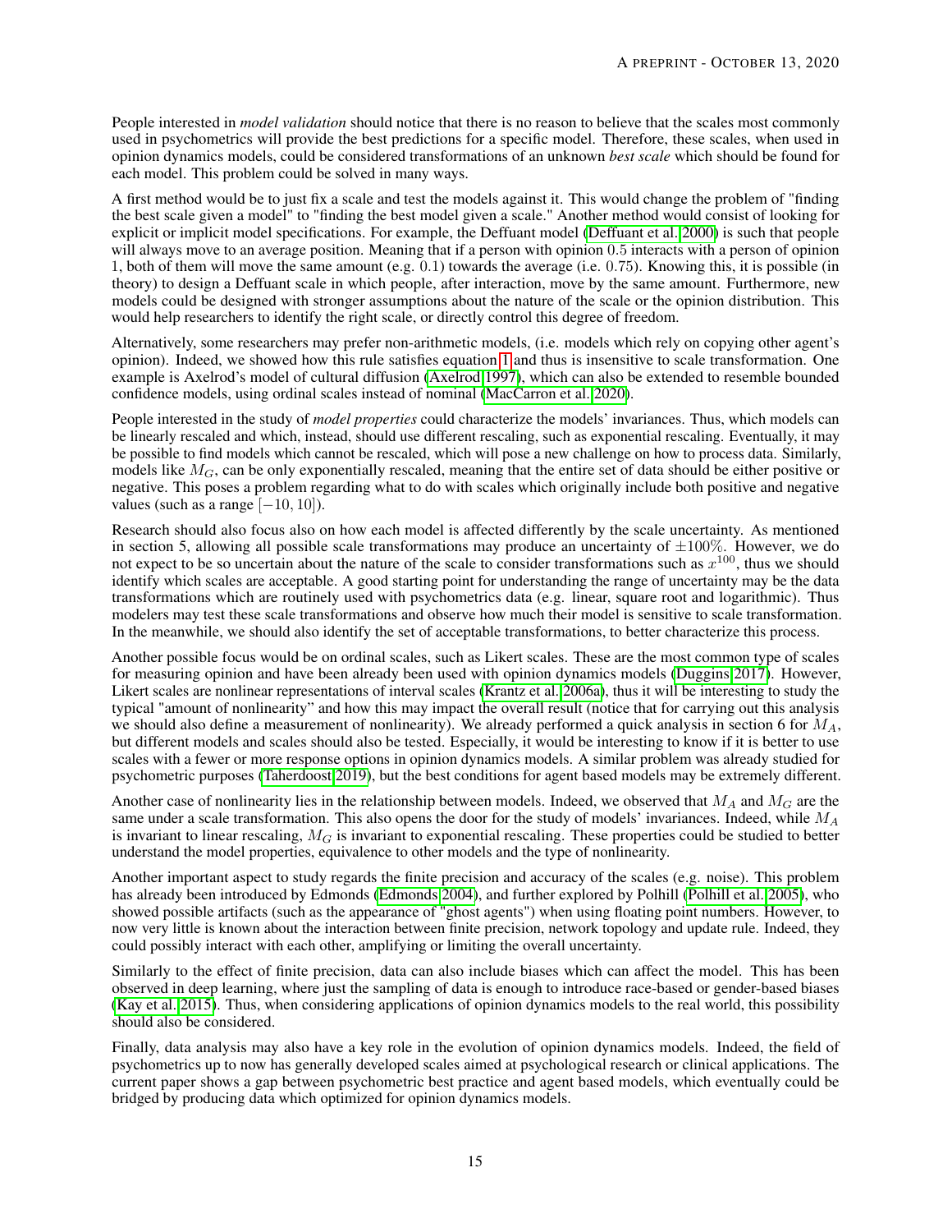People interested in *model validation* should notice that there is no reason to believe that the scales most commonly used in psychometrics will provide the best predictions for a specific model. Therefore, these scales, when used in opinion dynamics models, could be considered transformations of an unknown *best scale* which should be found for each model. This problem could be solved in many ways.

A first method would be to just fix a scale and test the models against it. This would change the problem of "finding the best scale given a model" to "finding the best model given a scale." Another method would consist of looking for explicit or implicit model specifications. For example, the Deffuant model (Deffuant et al. 2000) is such that people will always move to an average position. Meaning that if a person with opinion $0.5$ interacts with a person of opinion $1$, both of them will move the same amount (e.g. $0.1$) towards the average (i.e. $0.75$). Knowing this, it is possible (in theory) to design a Deffuant scale in which people, after interaction, move by the same amount. Furthermore, new models could be designed with stronger assumptions about the nature of the scale or the opinion distribution. This would help researchers to identify the right scale, or directly control this degree of freedom.

Alternatively, some researchers may prefer non-arithmetic models, (i.e. models which rely on copying other agent's opinion). Indeed, we showed how this rule satisfies equation 1 and thus is insensitive to scale transformation. One example is Axelrod's model of cultural diffusion (Axelrod 1997), which can also be extended to resemble bounded confidence models, using ordinal scales instead of nominal (MacCarron et al. 2020).

People interested in the study of *model properties* could characterize the models' invariances. Thus, which models can be linearly rescaled and which, instead, should use different rescaling, such as exponential rescaling. Eventually, it may be possible to find models which cannot be rescaled, which will pose a new challenge on how to process data. Similarly, models like $M_G$, can be only exponentially rescaled, meaning that the entire set of data should be either positive or negative. This poses a problem regarding what to do with scales which originally include both positive and negative values (such as a range $[-10, 10]$).

Research should also focus also on how each model is affected differently by the scale uncertainty. As mentioned in section 5, allowing all possible scale transformations may produce an uncertainty of $\pm 100\%$. However, we do not expect to be so uncertain about the nature of the scale to consider transformations such as $x^{100}$, thus we should identify which scales are acceptable. A good starting point for understanding the range of uncertainty may be the data transformations which are routinely used with psychometrics data (e.g. linear, square root and logarithmic). Thus modelers may test these scale transformations and observe how much their model is sensitive to scale transformation. In the meanwhile, we should also identify the set of acceptable transformations, to better characterize this process.

Another possible focus would be on ordinal scales, such as Likert scales. These are the most common type of scales for measuring opinion and have been already been used with opinion dynamics models (Duggins 2017). However, Likert scales are nonlinear representations of interval scales (Krantz et al. 2006a), thus it will be interesting to study the typical "amount of nonlinearity" and how this may impact the overall result (notice that for carrying out this analysis we should also define a measurement of nonlinearity). We already performed a quick analysis in section 6 for $M_A$, but different models and scales should also be tested. Especially, it would be interesting to know if it is better to use scales with a fewer or more response options in opinion dynamics models. A similar problem was already studied for psychometric purposes (Taherdoost 2019), but the best conditions for agent based models may be extremely different.

Another case of nonlinearity lies in the relationship between models. Indeed, we observed that $M_A$ and $M_G$ are the same under a scale transformation. This also opens the door for the study of models' invariances. Indeed, while $M_A$ is invariant to linear rescaling, $M_G$ is invariant to exponential rescaling. These properties could be studied to better understand the model properties, equivalence to other models and the type of nonlinearity.

Another important aspect to study regards the finite precision and accuracy of the scales (e.g. noise). This problem has already been introduced by Edmonds (Edmonds 2004), and further explored by Polhill (Polhill et al. 2005), who showed possible artifacts (such as the appearance of "ghost agents") when using floating point numbers. However, to now very little is known about the interaction between finite precision, network topology and update rule. Indeed, they could possibly interact with each other, amplifying or limiting the overall uncertainty.

Similarly to the effect of finite precision, data can also include biases which can affect the model. This has been observed in deep learning, where just the sampling of data is enough to introduce race-based or gender-based biases (Kay et al. 2015). Thus, when considering applications of opinion dynamics models to the real world, this possibility should also be considered.

Finally, data analysis may also have a key role in the evolution of opinion dynamics models. Indeed, the field of psychometrics up to now has generally developed scales aimed at psychological research or clinical applications. The current paper shows a gap between psychometric best practice and agent based models, which eventually could be bridged by producing data which optimized for opinion dynamics models.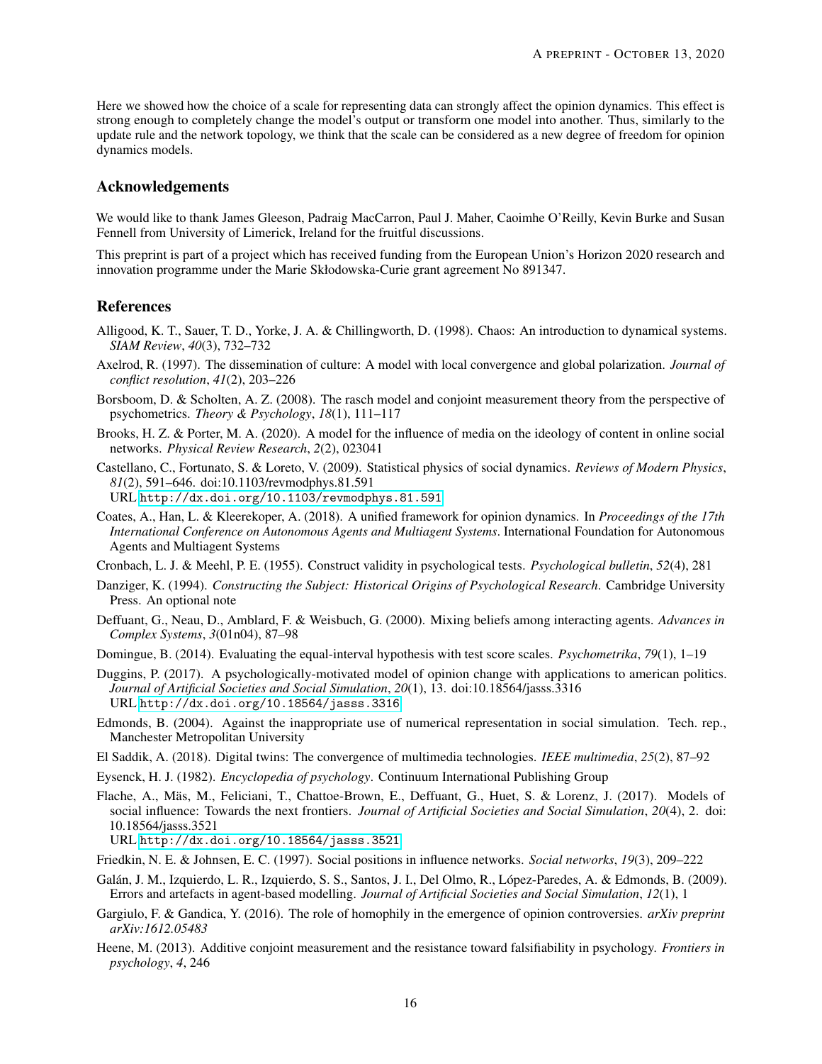Here we showed how the choice of a scale for representing data can strongly affect the opinion dynamics. This effect is strong enough to completely change the model's output or transform one model into another. Thus, similarly to the update rule and the network topology, we think that the scale can be considered as a new degree of freedom for opinion dynamics models.

## Acknowledgements

We would like to thank James Gleeson, Padraig MacCarron, Paul J. Maher, Caoimhe O'Reilly, Kevin Burke and Susan Fennell from University of Limerick, Ireland for the fruitful discussions.

This preprint is part of a project which has received funding from the European Union's Horizon 2020 research and innovation programme under the Marie Skłodowska-Curie grant agreement No 891347.

## References

Alligood, K. T., Sauer, T. D., Yorke, J. A. & Chillingworth, D. (1998). Chaos: An introduction to dynamical systems. *SIAM Review*, *40*(3), 732–732

Axelrod, R. (1997). The dissemination of culture: A model with local convergence and global polarization. *Journal of conflict resolution*, *41*(2), 203–226

Borsboom, D. & Scholten, A. Z. (2008). The rasch model and conjoint measurement theory from the perspective of psychometrics. *Theory & Psychology*, *18*(1), 111–117

Brooks, H. Z. & Porter, M. A. (2020). A model for the influence of media on the ideology of content in online social networks. *Physical Review Research*, *2*(2), 023041

Castellano, C., Fortunato, S. & Loreto, V. (2009). Statistical physics of social dynamics. *Reviews of Modern Physics*, *81*(2), 591–646. doi:10.1103/revmodphys.81.591
URL http://dx.doi.org/10.1103/revmodphys.81.591

Coates, A., Han, L. & Kleerekoper, A. (2018). A unified framework for opinion dynamics. In *Proceedings of the 17th International Conference on Autonomous Agents and Multiagent Systems*. International Foundation for Autonomous Agents and Multiagent Systems

Cronbach, L. J. & Meehl, P. E. (1955). Construct validity in psychological tests. *Psychological bulletin*, *52*(4), 281

Danziger, K. (1994). *Constructing the Subject: Historical Origins of Psychological Research*. Cambridge University Press. An optional note

Deffuant, G., Neau, D., Amblard, F. & Weisbuch, G. (2000). Mixing beliefs among interacting agents. *Advances in Complex Systems*, *3*(01n04), 87–98

Domingue, B. (2014). Evaluating the equal-interval hypothesis with test score scales. *Psychometrika*, *79*(1), 1–19

Duggins, P. (2017). A psychologically-motivated model of opinion change with applications to american politics. *Journal of Artificial Societies and Social Simulation*, *20*(1), 13. doi:10.18564/jasss.3316
URL http://dx.doi.org/10.18564/jasss.3316

Edmonds, B. (2004). Against the inappropriate use of numerical representation in social simulation. Tech. rep., Manchester Metropolitan University

El Saddik, A. (2018). Digital twins: The convergence of multimedia technologies. *IEEE multimedia*, *25*(2), 87–92

Eysenck, H. J. (1982). *Encyclopedia of psychology*. Continuum International Publishing Group

Flache, A., Mäs, M., Feliciani, T., Chattoe-Brown, E., Deffuant, G., Huet, S. & Lorenz, J. (2017). Models of social influence: Towards the next frontiers. *Journal of Artificial Societies and Social Simulation*, *20*(4), 2. doi: 10.18564/jasss.3521
URL http://dx.doi.org/10.18564/jasss.3521

Friedkin, N. E. & Johnsen, E. C. (1997). Social positions in influence networks. *Social networks*, *19*(3), 209–222

Galán, J. M., Izquierdo, L. R., Izquierdo, S. S., Santos, J. I., Del Olmo, R., López-Paredes, A. & Edmonds, B. (2009). Errors and artefacts in agent-based modelling. *Journal of Artificial Societies and Social Simulation*, *12*(1), 1

Gargiulo, F. & Gandica, Y. (2016). The role of homophily in the emergence of opinion controversies. *arXiv preprint arXiv:1612.05483*

Heene, M. (2013). Additive conjoint measurement and the resistance toward falsifiability in psychology. *Frontiers in psychology*, *4*, 246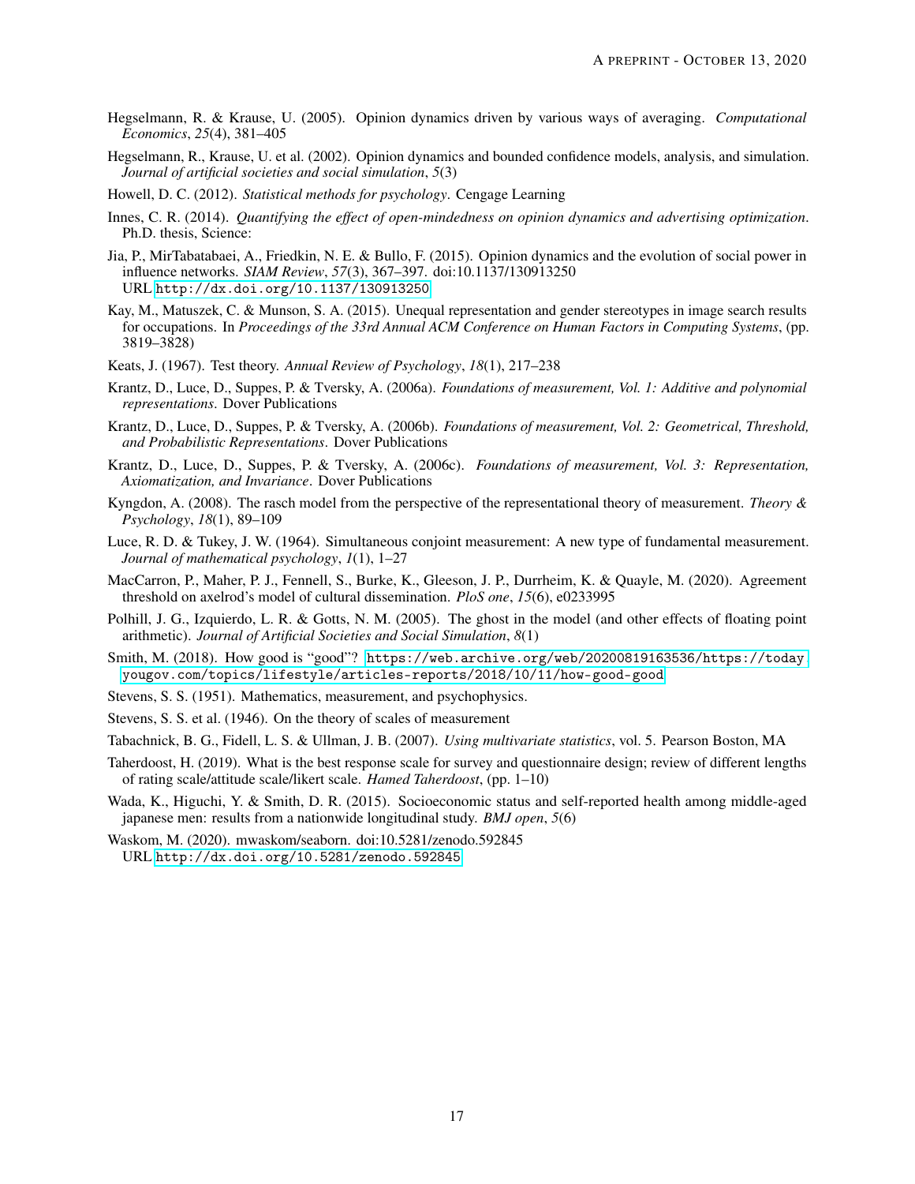Hegselmann, R. & Krause, U. (2005). Opinion dynamics driven by various ways of averaging. *Computational Economics*, *25*(4), 381–405

Hegselmann, R., Krause, U. et al. (2002). Opinion dynamics and bounded confidence models, analysis, and simulation. *Journal of artificial societies and social simulation*, *5*(3)

Howell, D. C. (2012). *Statistical methods for psychology*. Cengage Learning

Innes, C. R. (2014). *Quantifying the effect of open-mindedness on opinion dynamics and advertising optimization*. Ph.D. thesis, Science:

Jia, P., MirTabatabaei, A., Friedkin, N. E. & Bullo, F. (2015). Opinion dynamics and the evolution of social power in influence networks. *SIAM Review*, *57*(3), 367–397. doi:10.1137/130913250
URL http://dx.doi.org/10.1137/130913250

Kay, M., Matuszek, C. & Munson, S. A. (2015). Unequal representation and gender stereotypes in image search results for occupations. In *Proceedings of the 33rd Annual ACM Conference on Human Factors in Computing Systems*, (pp. 3819–3828)

Keats, J. (1967). Test theory. *Annual Review of Psychology*, *18*(1), 217–238

Krantz, D., Luce, D., Suppes, P. & Tversky, A. (2006a). *Foundations of measurement, Vol. 1: Additive and polynomial representations*. Dover Publications

Krantz, D., Luce, D., Suppes, P. & Tversky, A. (2006b). *Foundations of measurement, Vol. 2: Geometrical, Threshold, and Probabilistic Representations*. Dover Publications

Krantz, D., Luce, D., Suppes, P. & Tversky, A. (2006c). *Foundations of measurement, Vol. 3: Representation, Axiomatization, and Invariance*. Dover Publications

Kyngdon, A. (2008). The rasch model from the perspective of the representational theory of measurement. *Theory & Psychology*, *18*(1), 89–109

Luce, R. D. & Tukey, J. W. (1964). Simultaneous conjoint measurement: A new type of fundamental measurement. *Journal of mathematical psychology*, *1*(1), 1–27

MacCarron, P., Maher, P. J., Fennell, S., Burke, K., Gleeson, J. P., Durrheim, K. & Quayle, M. (2020). Agreement threshold on axelrod's model of cultural dissemination. *PloS one*, *15*(6), e0233995

Polhill, J. G., Izquierdo, L. R. & Gotts, N. M. (2005). The ghost in the model (and other effects of floating point arithmetic). *Journal of Artificial Societies and Social Simulation*, *8*(1)

Smith, M. (2018). How good is "good"? https://web.archive.org/web/20200819163536/https://today.yougov.com/topics/lifestyle/articles-reports/2018/10/11/how-good-good

Stevens, S. S. (1951). Mathematics, measurement, and psychophysics.

Stevens, S. S. et al. (1946). On the theory of scales of measurement

Tabachnick, B. G., Fidell, L. S. & Ullman, J. B. (2007). *Using multivariate statistics*, vol. 5. Pearson Boston, MA

Taherdoost, H. (2019). What is the best response scale for survey and questionnaire design; review of different lengths of rating scale/attitude scale/likert scale. *Hamed Taherdoost*, (pp. 1–10)

Wada, K., Higuchi, Y. & Smith, D. R. (2015). Socioeconomic status and self-reported health among middle-aged japanese men: results from a nationwide longitudinal study. *BMJ open*, *5*(6)

Waskom, M. (2020). mwaskom/seaborn. doi:10.5281/zenodo.592845
URL http://dx.doi.org/10.5281/zenodo.592845